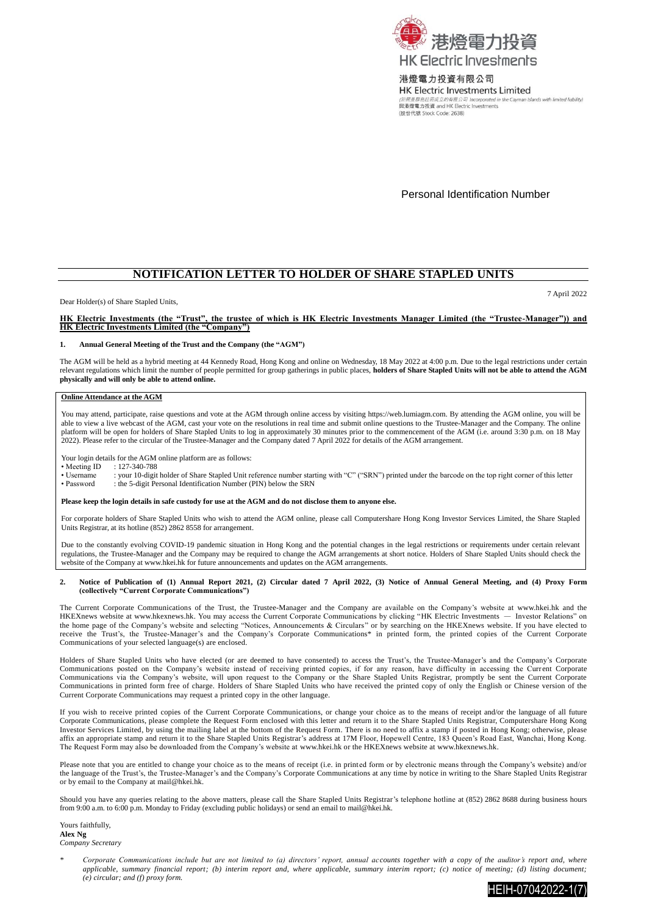港燈電力投資
HK Electric Investments

港燈電力投資有限公司
HK Electric Investments Limited
(於開曼群島註冊成立的有限公司) Incorporated in the Cayman Islands with limited liability)
與港燈電力投資 and HK Electric Investments
(股份代號 Stock Code: 2638)

Personal Identification Number

# NOTIFICATION LETTER TO HOLDER OF SHARE STAPLED UNITS

7 April 2022

Dear Holder(s) of Share Stapled Units,

**HK Electric Investments (the "Trust", the trustee of which is HK Electric Investments Manager Limited (the "Trustee-Manager")) and HK Electric Investments Limited (the "Company")**

**1. Annual General Meeting of the Trust and the Company (the "AGM")**

The AGM will be held as a hybrid meeting at 44 Kennedy Road, Hong Kong and online on Wednesday, 18 May 2022 at 4:00 p.m. Due to the legal restrictions under certain relevant regulations which limit the number of people permitted for group gatherings in public places, **holders of Share Stapled Units will not be able to attend the AGM physically and will only be able to attend online.**

**Online Attendance at the AGM**

You may attend, participate, raise questions and vote at the AGM through online access by visiting https://web.lumiagm.com. By attending the AGM online, you will be able to view a live webcast of the AGM, cast your vote on the resolutions in real time and submit online questions to the Trustee-Manager and the Company. The online platform will be open for holders of Share Stapled Units to log in approximately 30 minutes prior to the commencement of the AGM (i.e. around 3:30 p.m. on 18 May 2022). Please refer to the circular of the Trustee-Manager and the Company dated 7 April 2022 for details of the AGM arrangement.

Your login details for the AGM online platform are as follows:

- Meeting ID : 127-340-788
- Username : your 10-digit holder of Share Stapled Unit reference number starting with "C" ("SRN") printed under the barcode on the top right corner of this letter
- Password : the 5-digit Personal Identification Number (PIN) below the SRN

**Please keep the login details in safe custody for use at the AGM and do not disclose them to anyone else.**

For corporate holders of Share Stapled Units who wish to attend the AGM online, please call Computershare Hong Kong Investor Services Limited, the Share Stapled Units Registrar, at its hotline (852) 2862 8558 for arrangement.

Due to the constantly evolving COVID-19 pandemic situation in Hong Kong and the potential changes in the legal restrictions or requirements under certain relevant regulations, the Trustee-Manager and the Company may be required to change the AGM arrangements at short notice. Holders of Share Stapled Units should check the website of the Company at www.hkei.hk for future announcements and updates on the AGM arrangements.

**2. Notice of Publication of (1) Annual Report 2021, (2) Circular dated 7 April 2022, (3) Notice of Annual General Meeting, and (4) Proxy Form (collectively "Current Corporate Communications")**

The Current Corporate Communications of the Trust, the Trustee-Manager and the Company are available on the Company's website at www.hkei.hk and the HKEXnews website at www.hkexnews.hk. You may access the Current Corporate Communications by clicking "HK Electric Investments — Investor Relations" on the home page of the Company's website and selecting "Notices, Announcements & Circulars" or by searching on the HKEXnews website. If you have elected to receive the Trust's, the Trustee-Manager's and the Company's Corporate Communications* in printed form, the printed copies of the Current Corporate Communications of your selected language(s) are enclosed.

Holders of Share Stapled Units who have elected (or are deemed to have consented) to access the Trust's, the Trustee-Manager's and the Company's Corporate Communications posted on the Company's website instead of receiving printed copies, if for any reason, have difficulty in accessing the Current Corporate Communications via the Company's website, will upon request to the Company or the Share Stapled Units Registrar, promptly be sent the Current Corporate Communications in printed form free of charge. Holders of Share Stapled Units who have received the printed copy of only the English or Chinese version of the Current Corporate Communications may request a printed copy in the other language.

If you wish to receive printed copies of the Current Corporate Communications, or change your choice as to the means of receipt and/or the language of all future Corporate Communications, please complete the Request Form enclosed with this letter and return it to the Share Stapled Units Registrar, Computershare Hong Kong Investor Services Limited, by using the mailing label at the bottom of the Request Form. There is no need to affix a stamp if posted in Hong Kong; otherwise, please affix an appropriate stamp and return it to the Share Stapled Units Registrar's address at 17M Floor, Hopewell Centre, 183 Queen's Road East, Wanchai, Hong Kong. The Request Form may also be downloaded from the Company's website at www.hkei.hk or the HKEXnews website at www.hkexnews.hk.

Please note that you are entitled to change your choice as to the means of receipt (i.e. in printed form or by electronic means through the Company's website) and/or the language of the Trust's, the Trustee-Manager's and the Company's Corporate Communications at any time by notice in writing to the Share Stapled Units Registrar or by email to the Company at mail@hkei.hk.

Should you have any queries relating to the above matters, please call the Share Stapled Units Registrar's telephone hotline at (852) 2862 8688 during business hours from 9:00 a.m. to 6:00 p.m. Monday to Friday (excluding public holidays) or send an email to mail@hkei.hk.

Yours faithfully,
**Alex Ng**
*Company Secretary*

\* *Corporate Communications include but are not limited to (a) directors' report, annual accounts together with a copy of the auditor's report and, where applicable, summary financial report; (b) interim report and, where applicable, summary interim report; (c) notice of meeting; (d) listing document; (e) circular; and (f) proxy form.*

HEIH-07042022-1(7)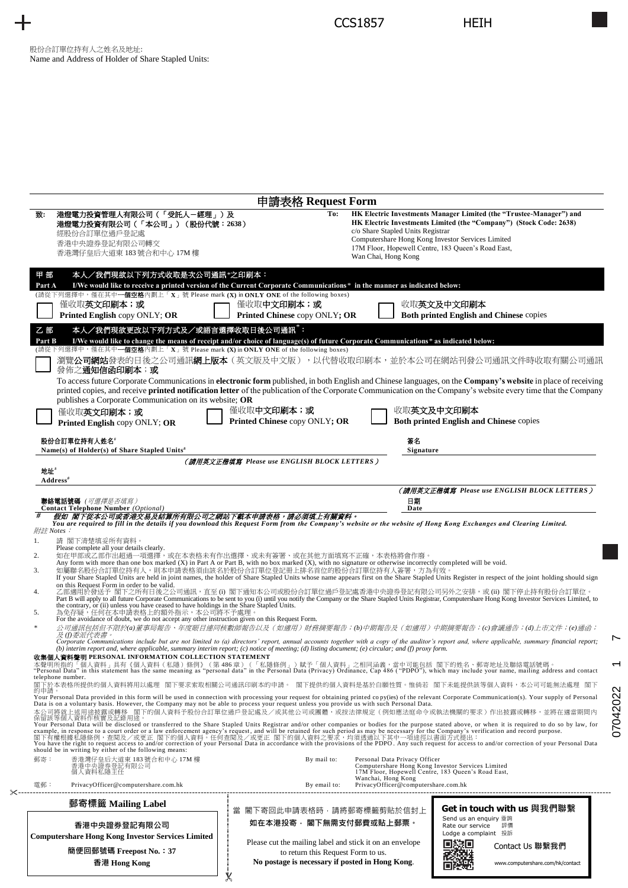CCS1857 HEIH

股份合訂單位持有人之姓名及地址:
Name and Address of Holder of Share Stapled Units:

# 申請表格 Request Form

致: 港燈電力投資管理人有限公司（「受託人－經理」）及
港燈電力投資有限公司（「本公司」）（股份代號：2638）
經股份合訂單位過戶登記處
香港中央證券登記有限公司轉交
香港灣仔皇后大道東 183 號合和中心 17M 樓

To: **HK Electric Investments Manager Limited (the "Trustee-Manager") and HK Electric Investments Limited (the "Company") (Stock Code: 2638)**
c/o Share Stapled Units Registrar
Computershare Hong Kong Investor Services Limited
17M Floor, Hopewell Centre, 183 Queen's Road East, Wan Chai, Hong Kong

**甲部 本人／我們現欲以下列方式收取是次公司通訊*之印刷本：**
**Part A I/We would like to receive a printed version of the Current Corporate Communications* in the manner as indicated below:**
(請從下列選擇中，僅在其中**一個空格**內劃上「**X**」號 Please mark **(X)** in **ONLY ONE** of the following boxes)

☐ 僅收取**英文印刷本**；或 **Printed English** copy ONLY; **OR**
☐ 僅收取**中文印刷本**；或 **Printed Chinese** copy ONLY; **OR**
☐ 收取**英文及中文印刷本** **Both printed English and Chinese** copies

**乙部 本人／我們現欲更改以下列方式及／或語言選擇收取日後公司通訊*：**
**Part B I/We would like to change the means of receipt and/or choice of language(s) of future Corporate Communications* as indicated below:**
(請從下列選擇中，僅在其中**一個空格**內劃上「**X**」號 Please mark **(X)** in **ONLY ONE** of the following boxes)

☐ 瀏覽**公司網站**發表的日後之公司通訊**網上版本**（英文版及中文版），以代替收取印刷本，並於本公司在網站刊發公司通訊文件時收取有關公司通訊發佈之**通知信函印刷本**；或
To access future Corporate Communications in **electronic form** published, in both English and Chinese languages, on the **Company's website** in place of receiving printed copies, and receive **printed notification letter** of the publication of the Corporate Communication on the Company's website every time that the Company publishes a Corporate Communication on its website; **OR**

☐ 僅收取**英文印刷本**；或 **Printed English** copy ONLY; **OR**
☐ 僅收取**中文印刷本**；或 **Printed Chinese** copy ONLY; **OR**
☐ 收取**英文及中文印刷本** **Both printed English and Chinese** copies

**股份合訂單位持有人姓名# Name(s) of Holder(s) of Share Stapled Units#**

**簽名 Signature**

*（請用英文正楷填寫 Please use ENGLISH BLOCK LETTERS）*

**地址# Address#**

*（請用英文正楷填寫 Please use ENGLISH BLOCK LETTERS）*

**聯絡電話號碼** *(可選擇是否填寫)* **Contact Telephone Number** *(Optional)*

**日期 Date**

\# ***假如 閣下從本公司或香港交易及結算所有限公司之網站下載本申請表格，請必須填上有關資料。***
***You are required to fill in the details if you download this Request Form from the Company's website or the website of Hong Kong Exchanges and Clearing Limited.***

*附註 Notes：*

1. 請 閣下清楚填妥所有資料。
Please complete all your details clearly.
2. 如在甲部或乙部作出超過一項選擇，或在本表格未有作出選擇、或未有簽署、或在其他方面填寫不正確，本表格將會作廢。
Any form with more than one box marked (X) in Part A or Part B, with no box marked (X), with no signature or otherwise incorrectly completed will be void.
3. 如屬聯名股份合訂單位持有人，則本申請表格須由該名於股份合訂單位登記冊上排名首位的股份合訂單位持有人簽署，方為有效。
If your Share Stapled Units are held in joint names, the holder of Share Stapled Units whose name appears first on the Share Stapled Units Register in respect of the joint holding should sign on this Request Form in order to be valid.
4. 乙部適用於發送予 閣下之所有日後之公司通訊，直至 (i) 閣下通知本公司或股份合訂單位過戶登記處香港中央證券登記有限公司另外之安排，或 (ii) 閣下停止持有股份合訂單位。
Part B will apply to all future Corporate Communications to be sent to you (i) until you notify the Company or the Share Stapled Units Registrar, Computershare Hong Kong Investor Services Limited, to the contrary, or (ii) unless you have ceased to have holdings in the Share Stapled Units.
5. 為免存疑，任何在本申請表格上的額外指示，本公司將不予處理。
For the avoidance of doubt, we do not accept any other instruction given on this Request Form.

\* *公司通訊包括但不限於(a)董事局報告、年度賬目連同核數師報告以及（如適用）財務摘要報告；(b)中期報告及（如適用）中期摘要報告；(c)會議通告；(d)上市文件；(e)通函；及 (f)委派代表書。*
*Corporate Communications include but are not limited to (a) directors' report, annual accounts together with a copy of the auditor's report and, where applicable, summary financial report; (b) interim report and, where applicable, summary interim report; (c) notice of meeting; (d) listing document; (e) circular; and (f) proxy form.*

**收集個人資料聲明 PERSONAL INFORMATION COLLECTION STATEMENT**

本聲明所指的「個人資料」具有《個人資料（私隱）條例》（第 486 章）（「私隱條例」）賦予「個人資料」之相同涵義，當中可能包括 閣下的姓名，郵寄地址及聯絡電話號碼。
"Personal Data" in this statement has the same meaning as "personal data" in the Personal Data (Privacy) Ordinance, Cap 486 ("PDPO"), which may include your name, mailing address and contact telephone number.

閣下於本表格所提供的個人資料將用以處理 閣下要求索取相關公司通訊印刷本的申請。 閣下提供的個人資料是基於自願性質。惟倘若 閣下未能提供該等個人資料，本公司可能無法處理 閣下的申請。
Your Personal Data provided in this form will be used in connection with processing your request for obtaining printed copy(ies) of the relevant Corporate Communication(s). Your supply of Personal Data is on a voluntary basis. However, the Company may not be able to process your request unless you provide us with such Personal Data.

本公司將就上述用途披露或轉移 閣下的個人資料予股份合訂單位過戶登記處及／或其他公司或團體，或按法律規定（例如應法庭命令或執法機關的要求）作出披露或轉移，並將在適當期間內保留該等個人資料作核實及記錄用途。
Your Personal Data will be disclosed or transferred to the Share Stapled Units Registrar and/or other companies or bodies for the purpose stated above, or when it is required to do so by law, for example, in response to a court order or a law enforcement agency's request, and will be retained for such period as may be necessary for the Company's verification and record purpose.

閣下有權根據私隱條例，查閱及／或更正 閣下的個人資料。任何查閱及／或更正 閣下的個人資料之要求，均須透過以下其中一項途徑以書面方式提出：
You have the right to request access to and/or correction of your Personal Data in accordance with the provisions of the PDPO. Any such request for access to and/or correction of your Personal Data should be in writing by either of the following means:

郵寄： 香港灣仔皇后大道東 183 號合和中心 17M 樓 香港中央證券登記有限公司 個人資料私隱主任
By mail to: Personal Data Privacy Officer, Computershare Hong Kong Investor Services Limited, 17M Floor, Hopewell Centre, 183 Queen's Road East, Wanchai, Hong Kong

電郵： PrivacyOfficer@computershare.com.hk
By email to: PrivacyOfficer@computershare.com.hk

**郵寄標籤 Mailing Label**

**香港中央證券登記有限公司**
**Computershare Hong Kong Investor Services Limited**
**簡便回郵號碼 Freepost No.：37**
**香港 Hong Kong**

當 閣下寄回此申請表格時，請將郵寄標籤剪貼於信封上
**如在本港投寄， 閣下無需支付郵費或貼上郵票。**
Please cut the mailing label and stick it on an envelope to return this Request Form to us.
**No postage is necessary if posted in Hong Kong.**

**Get in touch with us 與我們聯繫**
Send us an enquiry 垂詢
Rate our service 評價
Lodge a complaint 投訴
Contact Us 聯繫我們
www.computershare.com/hk/contact

07042022 1 7